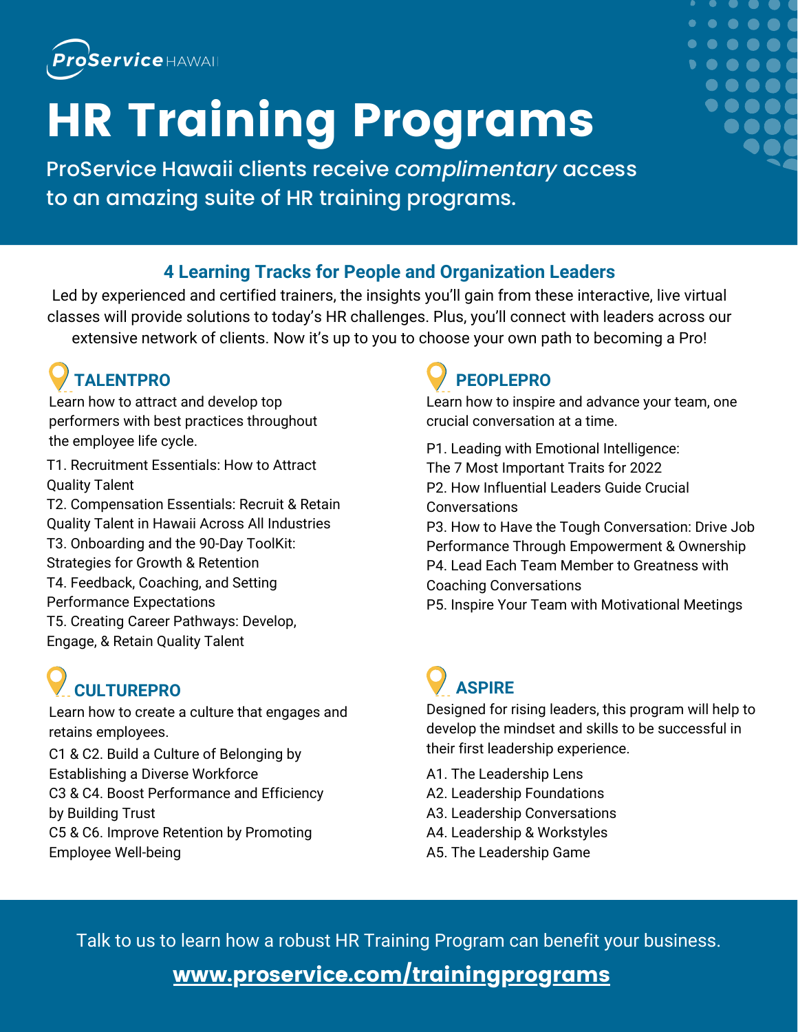ProService HAWAII

# HR Training Programs

ProService Hawaii clients receive *complimentary* access to an amazing suite of HR training programs.

## 4 Learning Tracks for People and Organization Leaders

Led by experienced and certified trainers, the insights you'll gain from these interactive, live virtual classes will provide solutions to today's HR challenges. Plus, you'll connect with leaders across our extensive network of clients. Now it's up to you to choose your own path to becoming a Pro!

### TALENTPRO

Learn how to attract and develop top performers with best practices throughout the employee life cycle.

T1. Recruitment Essentials: How to Attract Quality Talent
T2. Compensation Essentials: Recruit & Retain Quality Talent in Hawaii Across All Industries
T3. Onboarding and the 90-Day ToolKit: Strategies for Growth & Retention
T4. Feedback, Coaching, and Setting Performance Expectations
T5. Creating Career Pathways: Develop, Engage, & Retain Quality Talent

### PEOPLEPRO

Learn how to inspire and advance your team, one crucial conversation at a time.

P1. Leading with Emotional Intelligence: The 7 Most Important Traits for 2022
P2. How Influential Leaders Guide Crucial Conversations
P3. How to Have the Tough Conversation: Drive Job Performance Through Empowerment & Ownership
P4. Lead Each Team Member to Greatness with Coaching Conversations
P5. Inspire Your Team with Motivational Meetings

### CULTUREPRO

Learn how to create a culture that engages and retains employees.

C1 & C2. Build a Culture of Belonging by Establishing a Diverse Workforce
C3 & C4. Boost Performance and Efficiency by Building Trust
C5 & C6. Improve Retention by Promoting Employee Well-being

### ASPIRE

Designed for rising leaders, this program will help to develop the mindset and skills to be successful in their first leadership experience.

A1. The Leadership Lens
A2. Leadership Foundations
A3. Leadership Conversations
A4. Leadership & Workstyles
A5. The Leadership Game

Talk to us to learn how a robust HR Training Program can benefit your business.

**www.proservice.com/trainingprograms**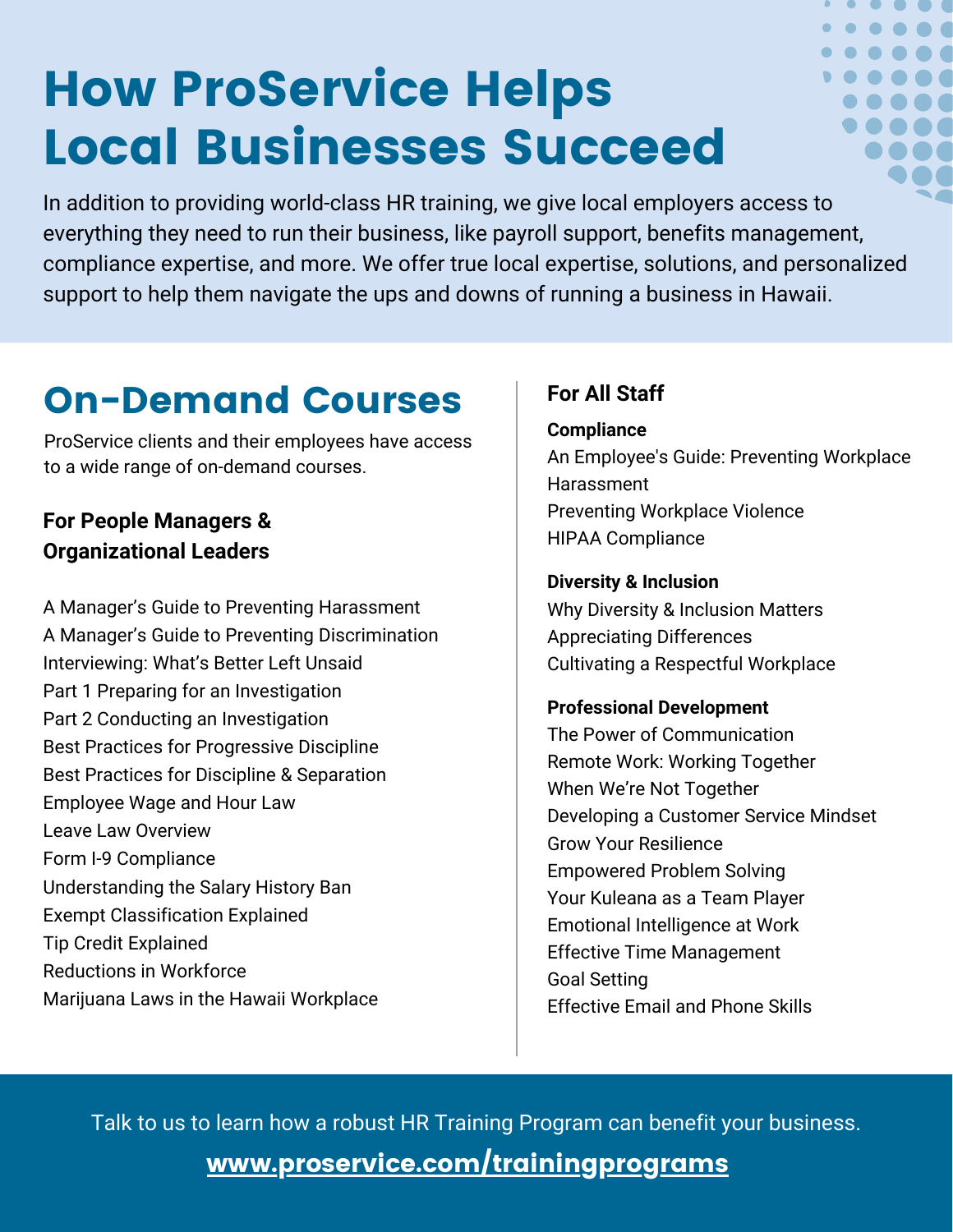# How ProService Helps Local Businesses Succeed

In addition to providing world-class HR training, we give local employers access to everything they need to run their business, like payroll support, benefits management, compliance expertise, and more. We offer true local expertise, solutions, and personalized support to help them navigate the ups and downs of running a business in Hawaii.

## On-Demand Courses

ProService clients and their employees have access to a wide range of on-demand courses.

### For People Managers & Organizational Leaders

A Manager's Guide to Preventing Harassment
A Manager's Guide to Preventing Discrimination
Interviewing: What's Better Left Unsaid
Part 1 Preparing for an Investigation
Part 2 Conducting an Investigation
Best Practices for Progressive Discipline
Best Practices for Discipline & Separation
Employee Wage and Hour Law
Leave Law Overview
Form I-9 Compliance
Understanding the Salary History Ban
Exempt Classification Explained
Tip Credit Explained
Reductions in Workforce
Marijuana Laws in the Hawaii Workplace

### For All Staff

**Compliance**

An Employee's Guide: Preventing Workplace Harassment
Preventing Workplace Violence
HIPAA Compliance

**Diversity & Inclusion**

Why Diversity & Inclusion Matters
Appreciating Differences
Cultivating a Respectful Workplace

**Professional Development**

The Power of Communication
Remote Work: Working Together When We're Not Together
Developing a Customer Service Mindset
Grow Your Resilience
Empowered Problem Solving
Your Kuleana as a Team Player
Emotional Intelligence at Work
Effective Time Management
Goal Setting
Effective Email and Phone Skills

Talk to us to learn how a robust HR Training Program can benefit your business.

**www.proservice.com/trainingprograms**